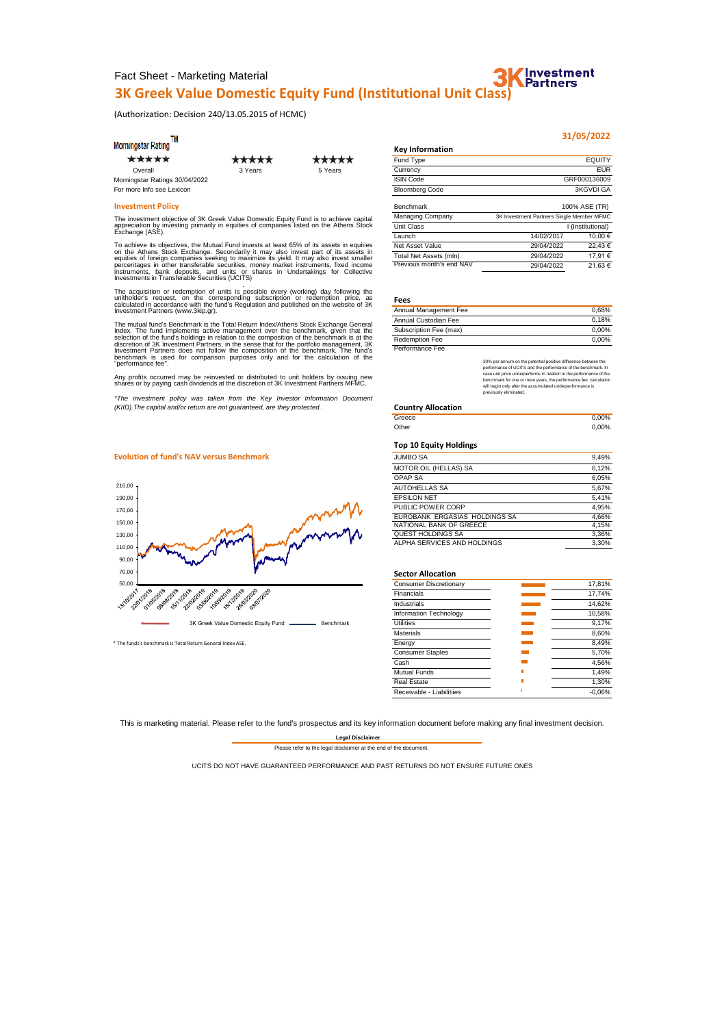Fact Sheet - Marketing Material

# 3K Greek Value Domestic Equity Fund (Institutional Unit Class)

(Authorization: Decision 240/13.05.2015 of HCMC)

**31/05/2022**

Morningstar Rating™

| ★★★★★ | ★★★★★ | ★★★★★ |
|---|---|---|
| Overall | 3 Years | 5 Years |

Morningstar Ratings 30/04/2022

For more Info see Lexicon

## Investment Policy

The investment objective of 3K Greek Value Domestic Equity Fund is to achieve capital appreciation by investing primarily in equities of companies listed on the Athens Stock Exchange (ASE).

To achieve its objectives, the Mutual Fund invests at least 65% of its assets in equities on the Athens Stock Exchange. Secondarily it may also invest part of its assets in equities of foreign companies seeking to maximize its yield. It may also invest smaller percentages in other transferable securities, money market instruments, fixed income instruments, bank deposits, and units or shares in Undertakings for Collective Investments in Transferable Securities (UCITS)

The acquisition or redemption of units is possible every (working) day following the unitholder's request, on the corresponding subscription or redemption price, as calculated in accordance with the fund's Regulation and published on the website of 3K Investment Partners (www.3kip.gr).

The mutual fund's Benchmark is the Total Return Index/Athens Stock Exchange General Index. The fund implements active management over the benchmark, given that the selection of the fund's holdings in relation to the composition of the benchmark is at the discretion of 3K Investment Partners, in the sense that for the portfolio management, 3K Investment Partners does not follow the composition of the benchmark. The fund's benchmark is used for comparison purposes only and for the calculation of the "performance fee".

Any profits occurred may be reinvested or distributed to unit holders by issuing new shares or by paying cash dividends at the discretion of 3K Investment Partners MFMC.

*\*The investment policy was taken from the Key Investor Information Document (KIID).The capital and/or return are not guaranteed, are they protected .*

## Evolution of fund's NAV versus Benchmark

210,00
190,00
170,00
150,00
130,00
110,00
90,00
70,00
50,00

13/10/2017 22/01/2018 01/05/2018 08/08/2018 15/11/2018 22/02/2019 03/06/2019 10/09/2019 18/12/2019 25/03/2020 03/07/2020

3K Greek Value Domestic Equity Fund — Benchmark

\* The funds's benchmark is Total Return General Index ASE.

## Key Information

| | | |
|---|---|---|
| Fund Type | | EQUITY |
| Currency | | EUR |
| ISIN Code | | GRF000136009 |
| Bloomberg Code | | 3KGVDI GA |
| Benchmark | | 100% ASE (TR) |
| Managing Company | | 3K Investment Partners Single Member MFMC |
| Unit Class | | I (Institutional) |
| Launch | 14/02/2017 | 10,00 € |
| Net Asset Value | 29/04/2022 | 22,43 € |
| Total Net Assets (mln) | 29/04/2022 | 17,91 € |
| Previous month's end NAV | 29/04/2022 | 21,63 € |

## Fees

| | |
|---|---|
| Annual Management Fee | 0,68% |
| Annual Custodian Fee | 0,18% |
| Subscription Fee (max) | 0,00% |
| Redemption Fee | 0,00% |
| Performance Fee | 20% per annum on the potential positive difference between the performance of UCITS and the performance of the benchmark. In case unit price underperforms in relation to the performance of the benchmark for one or more years, the performance fee calculation will begin only after the accumulated underperformance is previously eliminated. |

## Country Allocation

| | |
|---|---|
| Greece | 0,00% |
| Other | 0,00% |

## Top 10 Equity Holdings

| | |
|---|---|
| JUMBO SA | 9,49% |
| MOTOR OIL (HELLAS) SA | 6,12% |
| OPAP SA | 6,05% |
| AUTOHELLAS SA | 5,67% |
| EPSILON NET | 5,41% |
| PUBLIC POWER CORP | 4,95% |
| EUROBANK ERGASIAS HOLDINGS SA | 4,66% |
| NATIONAL BANK OF GREECE | 4,15% |
| QUEST HOLDINGS SA | 3,36% |
| ALPHA SERVICES AND HOLDINGS | 3,30% |

## Sector Allocation

| | |
|---|---|
| Consumer Discretionary | 17,81% |
| Financials | 17,74% |
| Industrials | 14,62% |
| Information Technology | 10,58% |
| Utilities | 9,17% |
| Materials | 8,60% |
| Energy | 8,49% |
| Consumer Staples | 5,70% |
| Cash | 4,56% |
| Mutual Funds | 1,49% |
| Real Estate | 1,30% |
| Receivable - Liabilitiies | -0,06% |

This is marketing material. Please refer to the fund's prospectus and its key information document before making any final investment decision.

**Legal Disclaimer**

Please refer to the legal disclaimer at the end of the document.

UCITS DO NOT HAVE GUARANTEED PERFORMANCE AND PAST RETURNS DO NOT ENSURE FUTURE ONES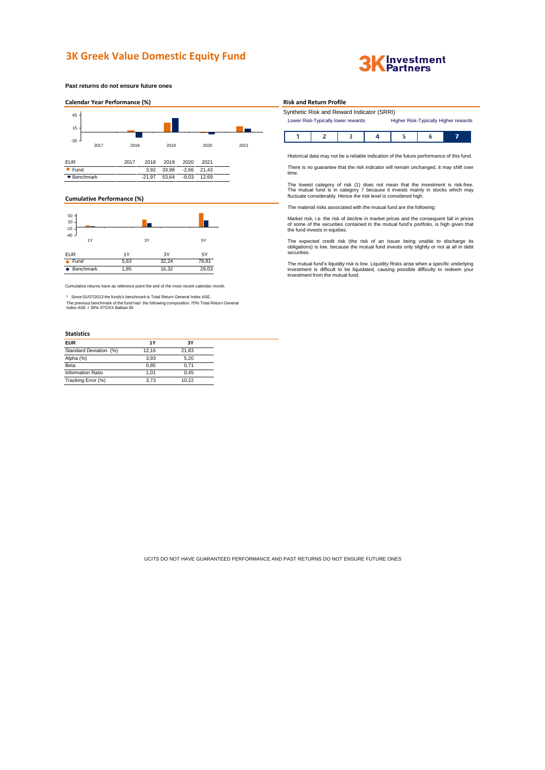# 3K Greek Value Domestic Equity Fund

**Past returns do not ensure future ones**

## Calendar Year Performance (%)

| EUR | 2017 | 2018 | 2019 | 2020 | 2021 |
|---|---|---|---|---|---|
| Fund | | 3,92 | 33,98 | -2,66 | 21,43 |
| Benchmark | | -21,97 | 53,64 | -9,03 | 12,69 |

## Cumulative Performance (%)

| EUR | 1Y | 3Y | 5Y |
|---|---|---|---|
| Fund | 5,63 | 32,24 | 78,81 |
| Benchmark | 1,85 | 16,32 | 29,03 |

Cumulative returns have as reference point the end of the most recent calendar month.

\* Since 01/07/2013 the funds's benchmark is Total Return General Index ASE.
The previous benchmark of the fund had the following composition: 70% Total Return General Index ASE + 30% STOXX Balkan 50

## Statistics

| EUR | 1Y | 3Y |
|---|---|---|
| Standard Deviation (%) | 12,16 | 21,83 |
| Alpha (%) | 3,93 | 5,20 |
| Beta | 0,85 | 0,71 |
| Information Ratio | 1,01 | 0,45 |
| Tracking Error (%) | 3,73 | 10,22 |

## Risk and Return Profile

Synthetic Risk and Reward Indicator (SRRI)

Lower Risk-Typically lower rewards — Higher Risk-Typically Higher rewards

| 1 | 2 | 3 | 4 | 5 | 6 | **7** |
|---|---|---|---|---|---|---|

Historical data may not be a reliable indication of the future performance of this fund.

There is no guarantee that the risk indicator will remain unchanged, it may shift over time.

The lowest category of risk (1) does not mean that the investment is risk-free. The mutual fund is in category 7 because it invests mainly in stocks which may fluctuate considerably. Hence the risk level is considered high.

The material risks associated with the mutual fund are the following:

Market risk, i.e. the risk of decline in market prices and the consequent fall in prices of some of the securities contained in the mutual fund's portfolio, is high given that the fund invests in equities.

The expected credit risk (the risk of an issuer being unable to discharge its obligations) is low, because the mutual fund invests only slightly or not at all in debt securities.

The mutual fund's liquidity risk is low. Liquidity Risks arise when a specific underlying investment is difficult to be liquidated, causing possible difficulty to redeem your investment from the mutual fund.

UCITS DO NOT HAVE GUARANTEED PERFORMANCE AND PAST RETURNS DO NOT ENSURE FUTURE ONES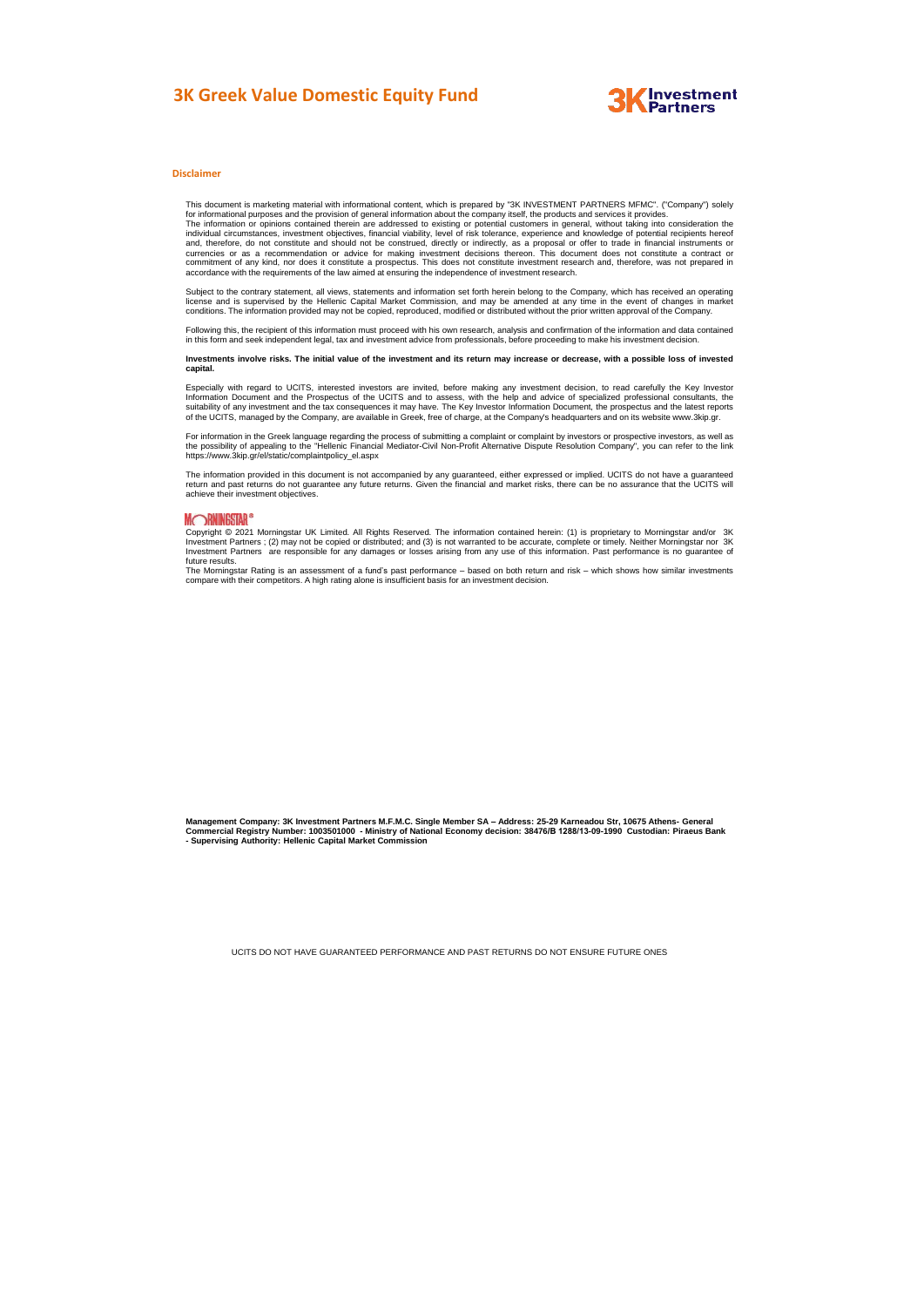# 3K Greek Value Domestic Equity Fund

**3K Investment Partners**

## Disclaimer

This document is marketing material with informational content, which is prepared by "3K INVESTMENT PARTNERS MFMC". ("Company") solely for informational purposes and the provision of general information about the company itself, the products and services it provides.
The information or opinions contained therein are addressed to existing or potential customers in general, without taking into consideration the individual circumstances, investment objectives, financial viability, level of risk tolerance, experience and knowledge of potential recipients hereof and, therefore, do not constitute and should not be construed, directly or indirectly, as a proposal or offer to trade in financial instruments or currencies or as a recommendation or advice for making investment decisions thereon. This document does not constitute a contract or commitment of any kind, nor does it constitute a prospectus. This does not constitute investment research and, therefore, was not prepared in accordance with the requirements of the law aimed at ensuring the independence of investment research.

Subject to the contrary statement, all views, statements and information set forth herein belong to the Company, which has received an operating license and is supervised by the Hellenic Capital Market Commission, and may be amended at any time in the event of changes in market conditions. The information provided may not be copied, reproduced, modified or distributed without the prior written approval of the Company.

Following this, the recipient of this information must proceed with his own research, analysis and confirmation of the information and data contained in this form and seek independent legal, tax and investment advice from professionals, before proceeding to make his investment decision.

**Investments involve risks. The initial value of the investment and its return may increase or decrease, with a possible loss of invested capital.**

Especially with regard to UCITS, interested investors are invited, before making any investment decision, to read carefully the Key Investor Information Document and the Prospectus of the UCITS and to assess, with the help and advice of specialized professional consultants, the suitability of any investment and the tax consequences it may have. The Key Investor Information Document, the prospectus and the latest reports of the UCITS, managed by the Company, are available in Greek, free of charge, at the Company's headquarters and on its website www.3kip.gr.

For information in the Greek language regarding the process of submitting a complaint or complaint by investors or prospective investors, as well as the possibility of appealing to the "Hellenic Financial Mediator-Civil Non-Profit Alternative Dispute Resolution Company", you can refer to the link https://www.3kip.gr/el/static/complaintpolicy_el.aspx

The information provided in this document is not accompanied by any guaranteed, either expressed or implied. UCITS do not have a guaranteed return and past returns do not guarantee any future returns. Given the financial and market risks, there can be no assurance that the UCITS will achieve their investment objectives.

MORNINGSTAR®

Copyright © 2021 Morningstar UK Limited. All Rights Reserved. The information contained herein: (1) is proprietary to Morningstar and/or 3K Investment Partners ; (2) may not be copied or distributed; and (3) is not warranted to be accurate, complete or timely. Neither Morningstar nor 3K Investment Partners are responsible for any damages or losses arising from any use of this information. Past performance is no guarantee of future results.
The Morningstar Rating is an assessment of a fund's past performance – based on both return and risk – which shows how similar investments compare with their competitors. A high rating alone is insufficient basis for an investment decision.

**Management Company: 3K Investment Partners M.F.M.C. Single Member SA – Address: 25-29 Karneadou Str, 10675 Athens- General Commercial Registry Number: 1003501000 - Ministry of National Economy decision: 38476/B 1288/13-09-1990 Custodian: Piraeus Bank - Supervising Authority: Hellenic Capital Market Commission**

UCITS DO NOT HAVE GUARANTEED PERFORMANCE AND PAST RETURNS DO NOT ENSURE FUTURE ONES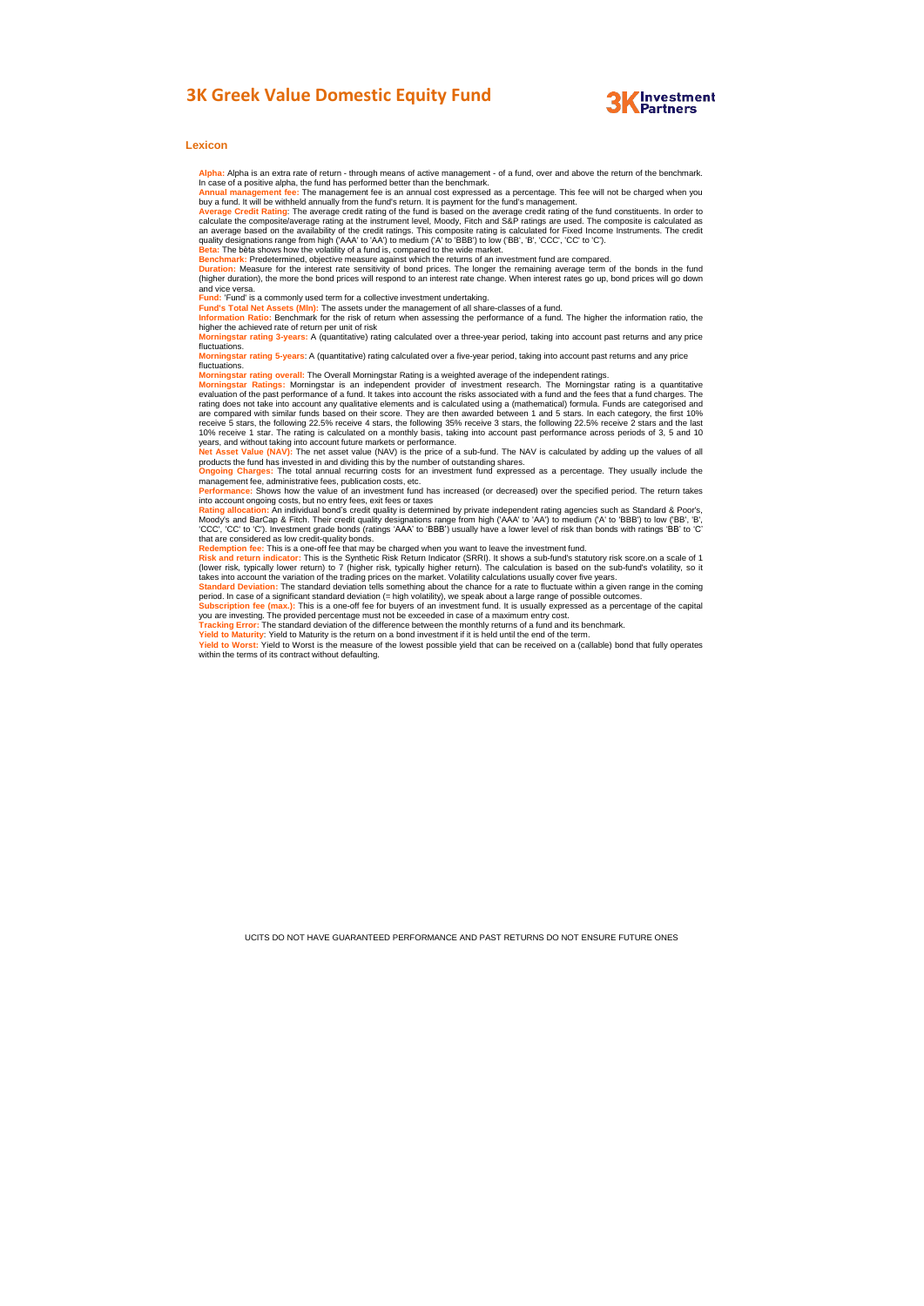# 3K Greek Value Domestic Equity Fund

## Lexicon

**Alpha:** Alpha is an extra rate of return - through means of active management - of a fund, over and above the return of the benchmark. In case of a positive alpha, the fund has performed better than the benchmark.

**Annual management fee:** The management fee is an annual cost expressed as a percentage. This fee will not be charged when you buy a fund. It will be withheld annually from the fund's return. It is payment for the fund's management.

**Average Credit Rating:** The average credit rating of the fund is based on the average credit rating of the fund constituents. In order to calculate the composite/average rating at the instrument level, Moody, Fitch and S&P ratings are used. The composite is calculated as an average based on the availability of the credit ratings. This composite rating is calculated for Fixed Income Instruments. The credit quality designations range from high ('AAA' to 'AA') to medium ('A' to 'BBB') to low ('BB', 'B', 'CCC', 'CC' to 'C').

**Beta:** The bèta shows how the volatility of a fund is, compared to the wide market.

**Benchmark:** Predetermined, objective measure against which the returns of an investment fund are compared.

**Duration:** Measure for the interest rate sensitivity of bond prices. The longer the remaining average term of the bonds in the fund (higher duration), the more the bond prices will respond to an interest rate change. When interest rates go up, bond prices will go down and vice versa.

**Fund:** 'Fund' is a commonly used term for a collective investment undertaking.

**Fund's Total Net Assets (Mln):** The assets under the management of all share-classes of a fund.

**Information Ratio:** Benchmark for the risk of return when assessing the performance of a fund. The higher the information ratio, the higher the achieved rate of return per unit of risk

**Morningstar rating 3-years:** A (quantitative) rating calculated over a three-year period, taking into account past returns and any price fluctuations.

**Morningstar rating 5-years:** A (quantitative) rating calculated over a five-year period, taking into account past returns and any price fluctuations.

**Morningstar rating overall:** The Overall Morningstar Rating is a weighted average of the independent ratings.

**Morningstar Ratings:** Morningstar is an independent provider of investment research. The Morningstar rating is a quantitative evaluation of the past performance of a fund. It takes into account the risks associated with a fund and the fees that a fund charges. The rating does not take into account any qualitative elements and is calculated using a (mathematical) formula. Funds are categorised and are compared with similar funds based on their score. They are then awarded between 1 and 5 stars. In each category, the first 10% receive 5 stars, the following 22.5% receive 4 stars, the following 35% receive 3 stars, the following 22.5% receive 2 stars and the last 10% receive 1 star. The rating is calculated on a monthly basis, taking into account past performance across periods of 3, 5 and 10 years, and without taking into account future markets or performance.

**Net Asset Value (NAV):** The net asset value (NAV) is the price of a sub-fund. The NAV is calculated by adding up the values of all products the fund has invested in and dividing this by the number of outstanding shares.

**Ongoing Charges:** The total annual recurring costs for an investment fund expressed as a percentage. They usually include the management fee, administrative fees, publication costs, etc.

**Performance:** Shows how the value of an investment fund has increased (or decreased) over the specified period. The return takes into account ongoing costs, but no entry fees, exit fees or taxes

**Rating allocation:** An individual bond's credit quality is determined by private independent rating agencies such as Standard & Poor's, Moody's and BarCap & Fitch. Their credit quality designations range from high ('AAA' to 'AA') to medium ('A' to 'BBB') to low ('BB', 'B', 'CCC', 'CC' to 'C'). Investment grade bonds (ratings 'AAA' to 'BBB') usually have a lower level of risk than bonds with ratings 'BB' to 'C' that are considered as low credit-quality bonds.

**Redemption fee:** This is a one-off fee that may be charged when you want to leave the investment fund.

**Risk and return indicator:** This is the Synthetic Risk Return Indicator (SRRI). It shows a sub-fund's statutory risk score on a scale of 1 (lower risk, typically lower return) to 7 (higher risk, typically higher return). The calculation is based on the sub-fund's volatility, so it takes into account the variation of the trading prices on the market. Volatility calculations usually cover five years.

**Standard Deviation:** The standard deviation tells something about the chance for a rate to fluctuate within a given range in the coming period. In case of a significant standard deviation (= high volatility), we speak about a large range of possible outcomes.

**Subscription fee (max.):** This is a one-off fee for buyers of an investment fund. It is usually expressed as a percentage of the capital you are investing. The provided percentage must not be exceeded in case of a maximum entry cost.

**Tracking Error:** The standard deviation of the difference between the monthly returns of a fund and its benchmark.

**Yield to Maturity:** Yield to Maturity is the return on a bond investment if it is held until the end of the term.

**Yield to Worst:** Yield to Worst is the measure of the lowest possible yield that can be received on a (callable) bond that fully operates within the terms of its contract without defaulting.

UCITS DO NOT HAVE GUARANTEED PERFORMANCE AND PAST RETURNS DO NOT ENSURE FUTURE ONES